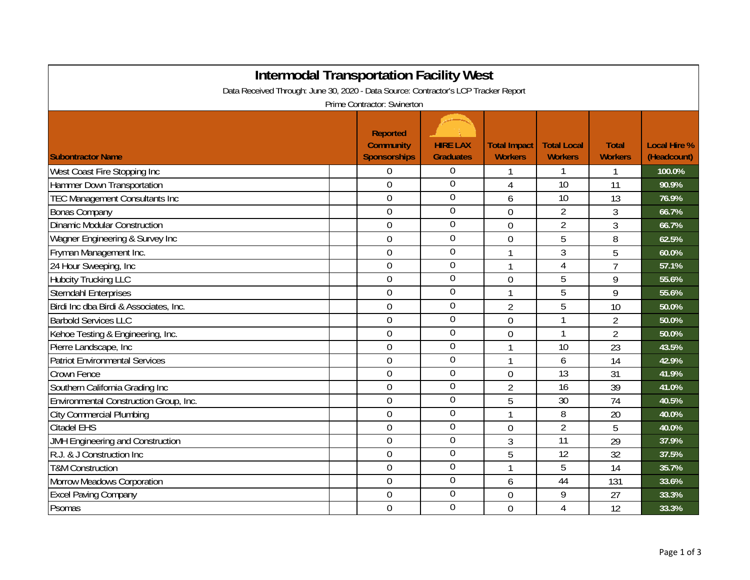# Intermodal Transportation Facility West

Data Received Through: June 30, 2020 - Data Source: Contractor's LCP Tracker Report

Prime Contractor: Swinerton

| Subontractor Name | Reported Community Sponsorships | HIRE LAX Graduates | Total Impact Workers | Total Local Workers | Total Workers | Local Hire % (Headcount) |
|---|---|---|---|---|---|---|
| West Coast Fire Stopping Inc | 0 | 0 | 1 | 1 | 1 | 100.0% |
| Hammer Down Transportation | 0 | 0 | 4 | 10 | 11 | 90.9% |
| TEC Management Consultants Inc | 0 | 0 | 6 | 10 | 13 | 76.9% |
| Bonas Company | 0 | 0 | 0 | 2 | 3 | 66.7% |
| Dinamic Modular Construction | 0 | 0 | 0 | 2 | 3 | 66.7% |
| Wagner Engineering & Survey Inc | 0 | 0 | 0 | 5 | 8 | 62.5% |
| Fryman Management Inc. | 0 | 0 | 1 | 3 | 5 | 60.0% |
| 24 Hour Sweeping, Inc | 0 | 0 | 1 | 4 | 7 | 57.1% |
| Hubcity Trucking LLC | 0 | 0 | 0 | 5 | 9 | 55.6% |
| Sterndahl Enterprises | 0 | 0 | 1 | 5 | 9 | 55.6% |
| Birdi Inc dba Birdi & Associates, Inc. | 0 | 0 | 2 | 5 | 10 | 50.0% |
| Barbold Services LLC | 0 | 0 | 0 | 1 | 2 | 50.0% |
| Kehoe Testing & Engineering, Inc. | 0 | 0 | 0 | 1 | 2 | 50.0% |
| Pierre Landscape, Inc | 0 | 0 | 1 | 10 | 23 | 43.5% |
| Patriot Environmental Services | 0 | 0 | 1 | 6 | 14 | 42.9% |
| Crown Fence | 0 | 0 | 0 | 13 | 31 | 41.9% |
| Southern California Grading Inc | 0 | 0 | 2 | 16 | 39 | 41.0% |
| Environmental Construction Group, Inc. | 0 | 0 | 5 | 30 | 74 | 40.5% |
| City Commercial Plumbing | 0 | 0 | 1 | 8 | 20 | 40.0% |
| Citadel EHS | 0 | 0 | 0 | 2 | 5 | 40.0% |
| JMH Engineering and Construction | 0 | 0 | 3 | 11 | 29 | 37.9% |
| R.J. & J Construction Inc | 0 | 0 | 5 | 12 | 32 | 37.5% |
| T&M Construction | 0 | 0 | 1 | 5 | 14 | 35.7% |
| Morrow Meadows Corporation | 0 | 0 | 6 | 44 | 131 | 33.6% |
| Excel Paving Company | 0 | 0 | 0 | 9 | 27 | 33.3% |
| Psomas | 0 | 0 | 0 | 4 | 12 | 33.3% |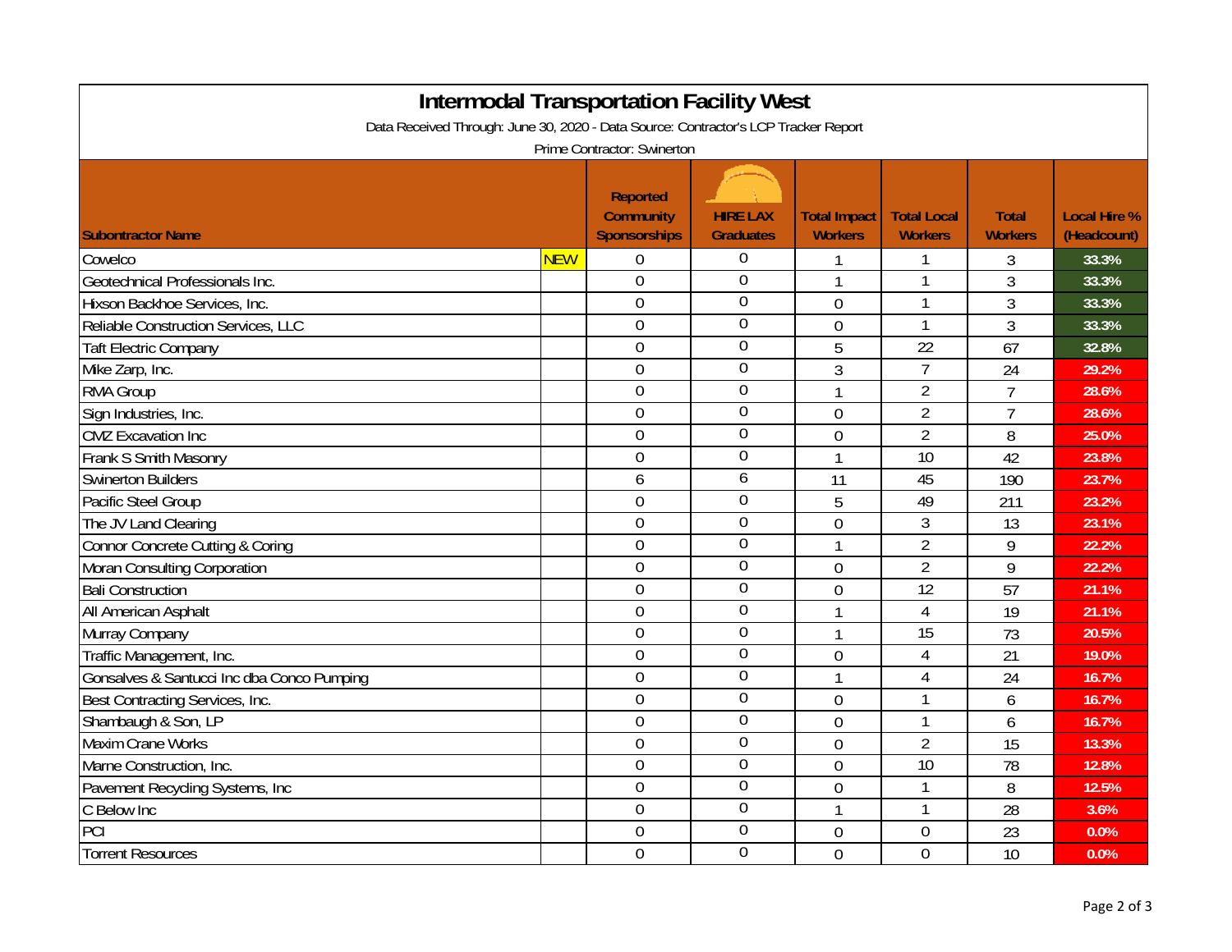# Intermodal Transportation Facility West

Data Received Through: June 30, 2020 - Data Source: Contractor's LCP Tracker Report

Prime Contractor: Swinerton

| Subontractor Name | | Reported Community Sponsorships | HIRE LAX Graduates | Total Impact Workers | Total Local Workers | Total Workers | Local Hire % (Headcount) |
|---|---|---|---|---|---|---|---|
| Cowelco | NEW | 0 | 0 | 1 | 1 | 3 | 33.3% |
| Geotechnical Professionals Inc. | | 0 | 0 | 1 | 1 | 3 | 33.3% |
| Hixson Backhoe Services, Inc. | | 0 | 0 | 0 | 1 | 3 | 33.3% |
| Reliable Construction Services, LLC | | 0 | 0 | 0 | 1 | 3 | 33.3% |
| Taft Electric Company | | 0 | 0 | 5 | 22 | 67 | 32.8% |
| Mike Zarp, Inc. | | 0 | 0 | 3 | 7 | 24 | 29.2% |
| RMA Group | | 0 | 0 | 1 | 2 | 7 | 28.6% |
| Sign Industries, Inc. | | 0 | 0 | 0 | 2 | 7 | 28.6% |
| CMZ Excavation Inc | | 0 | 0 | 0 | 2 | 8 | 25.0% |
| Frank S Smith Masonry | | 0 | 0 | 1 | 10 | 42 | 23.8% |
| Swinerton Builders | | 6 | 6 | 11 | 45 | 190 | 23.7% |
| Pacific Steel Group | | 0 | 0 | 5 | 49 | 211 | 23.2% |
| The JV Land Clearing | | 0 | 0 | 0 | 3 | 13 | 23.1% |
| Connor Concrete Cutting & Coring | | 0 | 0 | 1 | 2 | 9 | 22.2% |
| Moran Consulting Corporation | | 0 | 0 | 0 | 2 | 9 | 22.2% |
| Bali Construction | | 0 | 0 | 0 | 12 | 57 | 21.1% |
| All American Asphalt | | 0 | 0 | 1 | 4 | 19 | 21.1% |
| Murray Company | | 0 | 0 | 1 | 15 | 73 | 20.5% |
| Traffic Management, Inc. | | 0 | 0 | 0 | 4 | 21 | 19.0% |
| Gonsalves & Santucci Inc dba Conco Pumping | | 0 | 0 | 1 | 4 | 24 | 16.7% |
| Best Contracting Services, Inc. | | 0 | 0 | 0 | 1 | 6 | 16.7% |
| Shambaugh & Son, LP | | 0 | 0 | 0 | 1 | 6 | 16.7% |
| Maxim Crane Works | | 0 | 0 | 0 | 2 | 15 | 13.3% |
| Marne Construction, Inc. | | 0 | 0 | 0 | 10 | 78 | 12.8% |
| Pavement Recycling Systems, Inc | | 0 | 0 | 0 | 1 | 8 | 12.5% |
| C Below Inc | | 0 | 0 | 1 | 1 | 28 | 3.6% |
| PCI | | 0 | 0 | 0 | 0 | 23 | 0.0% |
| Torrent Resources | | 0 | 0 | 0 | 0 | 10 | 0.0% |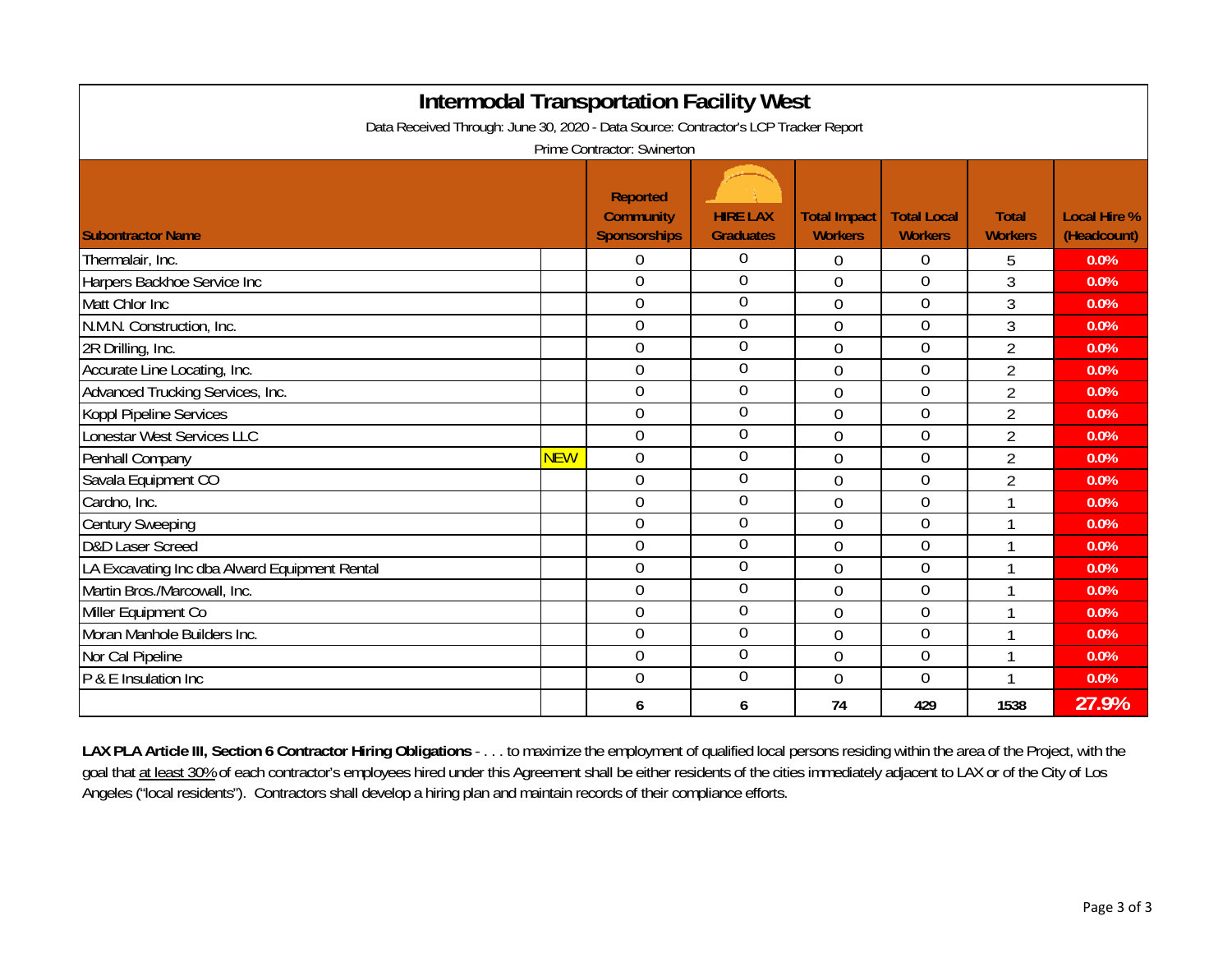# Intermodal Transportation Facility West

Data Received Through: June 30, 2020 - Data Source: Contractor's LCP Tracker Report

Prime Contractor: Swinerton

| Subcontractor Name | | Reported Community Sponsorships | HIRE LAX Graduates | Total Impact Workers | Total Local Workers | Total Workers | Local Hire % (Headcount) |
|---|---|---|---|---|---|---|---|
| Thermalair, Inc. | | 0 | 0 | 0 | 0 | 5 | 0.0% |
| Harpers Backhoe Service Inc | | 0 | 0 | 0 | 0 | 3 | 0.0% |
| Matt Chlor Inc | | 0 | 0 | 0 | 0 | 3 | 0.0% |
| N.M.N. Construction, Inc. | | 0 | 0 | 0 | 0 | 3 | 0.0% |
| 2R Drilling, Inc. | | 0 | 0 | 0 | 0 | 2 | 0.0% |
| Accurate Line Locating, Inc. | | 0 | 0 | 0 | 0 | 2 | 0.0% |
| Advanced Trucking Services, Inc. | | 0 | 0 | 0 | 0 | 2 | 0.0% |
| Koppl Pipeline Services | | 0 | 0 | 0 | 0 | 2 | 0.0% |
| Lonestar West Services LLC | | 0 | 0 | 0 | 0 | 2 | 0.0% |
| Penhall Company | NEW | 0 | 0 | 0 | 0 | 2 | 0.0% |
| Savala Equipment CO | | 0 | 0 | 0 | 0 | 2 | 0.0% |
| Cardno, Inc. | | 0 | 0 | 0 | 0 | 1 | 0.0% |
| Century Sweeping | | 0 | 0 | 0 | 0 | 1 | 0.0% |
| D&D Laser Screed | | 0 | 0 | 0 | 0 | 1 | 0.0% |
| LA Excavating Inc dba Alward Equipment Rental | | 0 | 0 | 0 | 0 | 1 | 0.0% |
| Martin Bros./Marcowall, Inc. | | 0 | 0 | 0 | 0 | 1 | 0.0% |
| Miller Equipment Co | | 0 | 0 | 0 | 0 | 1 | 0.0% |
| Moran Manhole Builders Inc. | | 0 | 0 | 0 | 0 | 1 | 0.0% |
| Nor Cal Pipeline | | 0 | 0 | 0 | 0 | 1 | 0.0% |
| P & E Insulation Inc | | 0 | 0 | 0 | 0 | 1 | 0.0% |
| | | 6 | 6 | 74 | 429 | 1538 | 27.9% |

**LAX PLA Article III, Section 6 Contractor Hiring Obligations** - . . . to maximize the employment of qualified local persons residing within the area of the Project, with the goal that at least 30% of each contractor's employees hired under this Agreement shall be either residents of the cities immediately adjacent to LAX or of the City of Los Angeles ("local residents"). Contractors shall develop a hiring plan and maintain records of their compliance efforts.